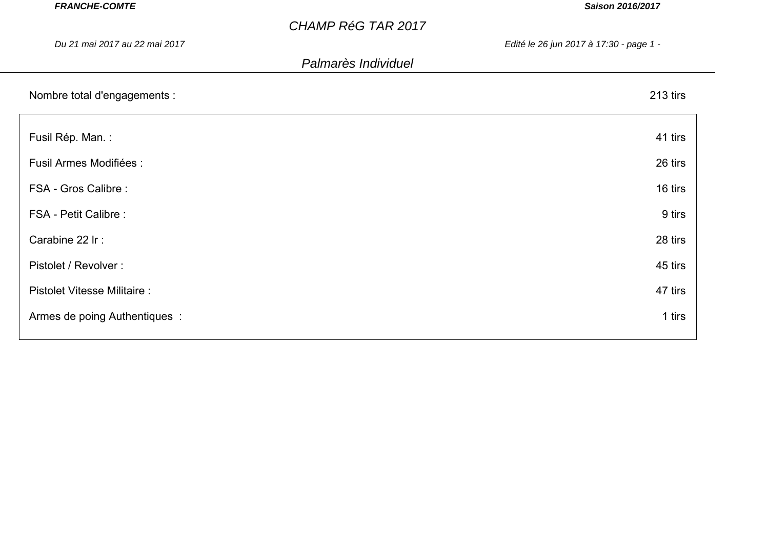**FRANCHE-COMTE** | **Saison 2016/2017**

# CHAMP RéG TAR 2017

*Du 21 mai 2017 au 22 mai 2017*

*Edité le 26 jun 2017 à 17:30 - page 1 -*

## Palmarès Individuel

Nombre total d'engagements : 213 tirs

| | |
|---|---|
| Fusil Rép. Man. : | 41 tirs |
| Fusil Armes Modifiées : | 26 tirs |
| FSA - Gros Calibre : | 16 tirs |
| FSA - Petit Calibre : | 9 tirs |
| Carabine 22 lr : | 28 tirs |
| Pistolet / Revolver : | 45 tirs |
| Pistolet Vitesse Militaire : | 47 tirs |
| Armes de poing Authentiques : | 1 tirs |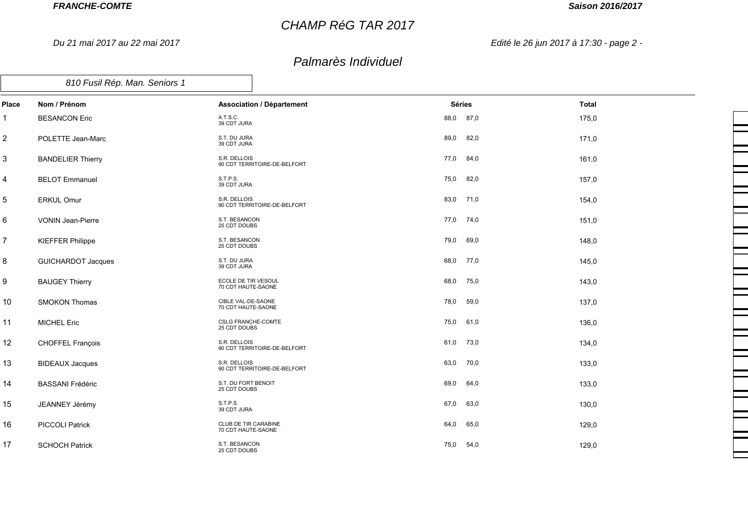# CHAMP RéG TAR 2017

*Du 21 mai 2017 au 22 mai 2017*

## Palmarès Individuel

### 810 Fusil Rép. Man. Seniors 1

| Place | Nom / Prénom | Association / Département | Séries | | Total |
|---|---|---|---|---|---|
| 1 | BESANCON Eric | A.T.S.C.<br>39 CDT JURA | 88,0 | 87,0 | 175,0 |
| 2 | POLETTE Jean-Marc | S.T. DU JURA<br>39 CDT JURA | 89,0 | 82,0 | 171,0 |
| 3 | BANDELIER Thierry | S.R. DELLOIS<br>90 CDT TERRITOIRE-DE-BELFORT | 77,0 | 84,0 | 161,0 |
| 4 | BELOT Emmanuel | S.T.P.S.<br>39 CDT JURA | 75,0 | 82,0 | 157,0 |
| 5 | ERKUL Omur | S.R. DELLOIS<br>90 CDT TERRITOIRE-DE-BELFORT | 83,0 | 71,0 | 154,0 |
| 6 | VONIN Jean-Pierre | S.T. BESANCON<br>25 CDT DOUBS | 77,0 | 74,0 | 151,0 |
| 7 | KIEFFER Philippe | S.T. BESANCON<br>25 CDT DOUBS | 79,0 | 69,0 | 148,0 |
| 8 | GUICHARDOT Jacques | S.T. DU JURA<br>39 CDT JURA | 68,0 | 77,0 | 145,0 |
| 9 | BAUGEY Thierry | ECOLE DE TIR VESOUL<br>70 CDT HAUTE-SAONE | 68,0 | 75,0 | 143,0 |
| 10 | SMOKON Thomas | CIBLE VAL-DE-SAONE<br>70 CDT HAUTE-SAONE | 78,0 | 59,0 | 137,0 |
| 11 | MICHEL Eric | CSLG FRANCHE-COMTE<br>25 CDT DOUBS | 75,0 | 61,0 | 136,0 |
| 12 | CHOFFEL François | S.R. DELLOIS<br>90 CDT TERRITOIRE-DE-BELFORT | 61,0 | 73,0 | 134,0 |
| 13 | BIDEAUX Jacques | S.R. DELLOIS<br>90 CDT TERRITOIRE-DE-BELFORT | 63,0 | 70,0 | 133,0 |
| 14 | BASSANI Frédéric | S.T. DU FORT BENOIT<br>25 CDT DOUBS | 69,0 | 64,0 | 133,0 |
| 15 | JEANNEY Jérémy | S.T.P.S.<br>39 CDT JURA | 67,0 | 63,0 | 130,0 |
| 16 | PICCOLI Patrick | CLUB DE TIR CARABINE<br>70 CDT HAUTE-SAONE | 64,0 | 65,0 | 129,0 |
| 17 | SCHOCH Patrick | S.T. BESANCON<br>25 CDT DOUBS | 75,0 | 54,0 | 129,0 |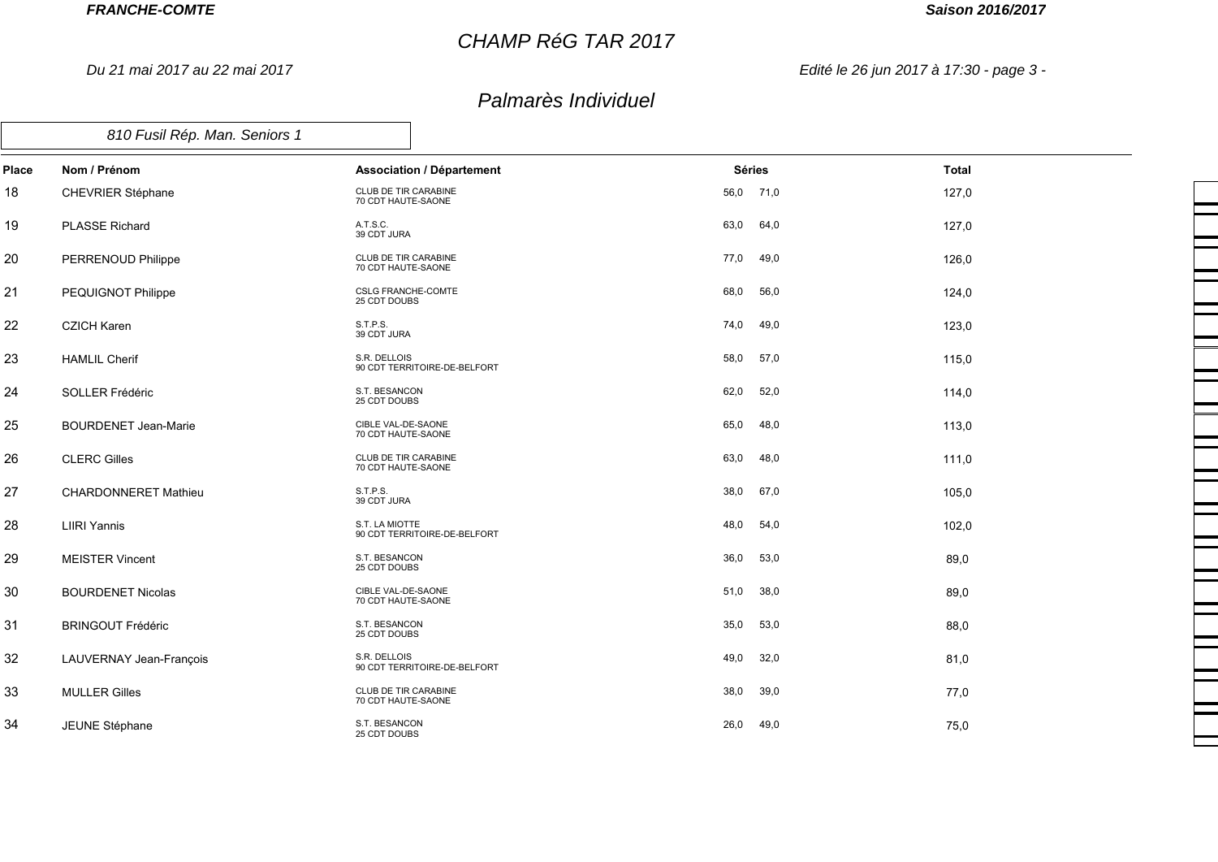# CHAMP RéG TAR 2017

*Du 21 mai 2017 au 22 mai 2017*

## Palmarès Individuel

### 810 Fusil Rép. Man. Seniors 1

| Place | Nom / Prénom | Association / Département | Séries | | Total |
|---|---|---|---|---|---|
| 18 | CHEVRIER Stéphane | CLUB DE TIR CARABINE<br>70 CDT HAUTE-SAONE | 56,0 | 71,0 | 127,0 |
| 19 | PLASSE Richard | A.T.S.C.<br>39 CDT JURA | 63,0 | 64,0 | 127,0 |
| 20 | PERRENOUD Philippe | CLUB DE TIR CARABINE<br>70 CDT HAUTE-SAONE | 77,0 | 49,0 | 126,0 |
| 21 | PEQUIGNOT Philippe | CSLG FRANCHE-COMTE<br>25 CDT DOUBS | 68,0 | 56,0 | 124,0 |
| 22 | CZICH Karen | S.T.P.S.<br>39 CDT JURA | 74,0 | 49,0 | 123,0 |
| 23 | HAMLIL Cherif | S.R. DELLOIS<br>90 CDT TERRITOIRE-DE-BELFORT | 58,0 | 57,0 | 115,0 |
| 24 | SOLLER Frédéric | S.T. BESANCON<br>25 CDT DOUBS | 62,0 | 52,0 | 114,0 |
| 25 | BOURDENET Jean-Marie | CIBLE VAL-DE-SAONE<br>70 CDT HAUTE-SAONE | 65,0 | 48,0 | 113,0 |
| 26 | CLERC Gilles | CLUB DE TIR CARABINE<br>70 CDT HAUTE-SAONE | 63,0 | 48,0 | 111,0 |
| 27 | CHARDONNERET Mathieu | S.T.P.S.<br>39 CDT JURA | 38,0 | 67,0 | 105,0 |
| 28 | LIIRI Yannis | S.T. LA MIOTTE<br>90 CDT TERRITOIRE-DE-BELFORT | 48,0 | 54,0 | 102,0 |
| 29 | MEISTER Vincent | S.T. BESANCON<br>25 CDT DOUBS | 36,0 | 53,0 | 89,0 |
| 30 | BOURDENET Nicolas | CIBLE VAL-DE-SAONE<br>70 CDT HAUTE-SAONE | 51,0 | 38,0 | 89,0 |
| 31 | BRINGOUT Frédéric | S.T. BESANCON<br>25 CDT DOUBS | 35,0 | 53,0 | 88,0 |
| 32 | LAUVERNAY Jean-François | S.R. DELLOIS<br>90 CDT TERRITOIRE-DE-BELFORT | 49,0 | 32,0 | 81,0 |
| 33 | MULLER Gilles | CLUB DE TIR CARABINE<br>70 CDT HAUTE-SAONE | 38,0 | 39,0 | 77,0 |
| 34 | JEUNE Stéphane | S.T. BESANCON<br>25 CDT DOUBS | 26,0 | 49,0 | 75,0 |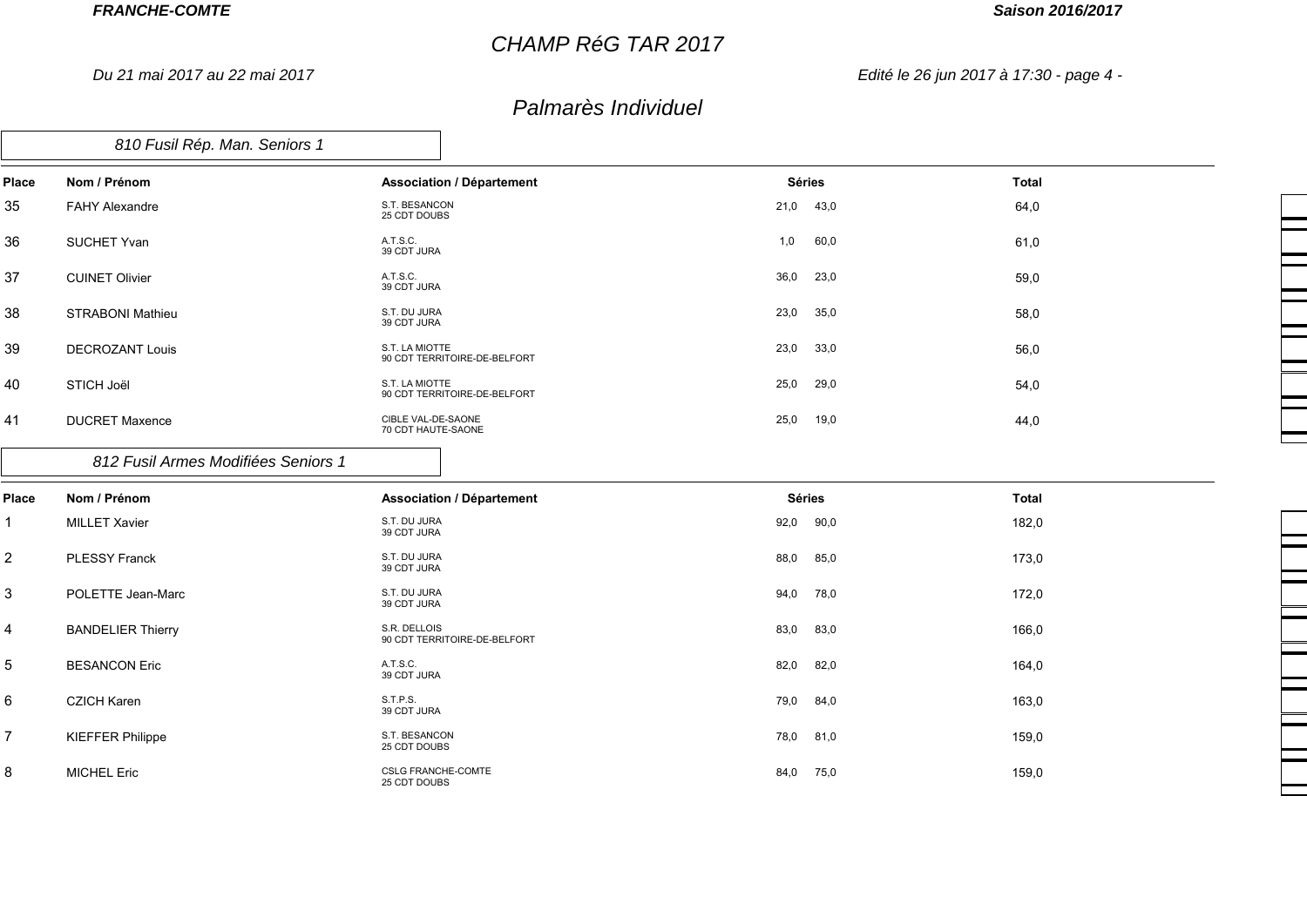## Palmarès Individuel

### 810 Fusil Rép. Man. Seniors 1

| Place | Nom / Prénom | Association / Département | Séries | | Total |
|---|---|---|---|---|---|
| 35 | FAHY Alexandre | S.T. BESANCON<br>25 CDT DOUBS | 21,0 | 43,0 | 64,0 |
| 36 | SUCHET Yvan | A.T.S.C.<br>39 CDT JURA | 1,0 | 60,0 | 61,0 |
| 37 | CUINET Olivier | A.T.S.C.<br>39 CDT JURA | 36,0 | 23,0 | 59,0 |
| 38 | STRABONI Mathieu | S.T. DU JURA<br>39 CDT JURA | 23,0 | 35,0 | 58,0 |
| 39 | DECROZANT Louis | S.T. LA MIOTTE<br>90 CDT TERRITOIRE-DE-BELFORT | 23,0 | 33,0 | 56,0 |
| 40 | STICH Joël | S.T. LA MIOTTE<br>90 CDT TERRITOIRE-DE-BELFORT | 25,0 | 29,0 | 54,0 |
| 41 | DUCRET Maxence | CIBLE VAL-DE-SAONE<br>70 CDT HAUTE-SAONE | 25,0 | 19,0 | 44,0 |

### 812 Fusil Armes Modifiées Seniors 1

| Place | Nom / Prénom | Association / Département | Séries | | Total |
|---|---|---|---|---|---|
| 1 | MILLET Xavier | S.T. DU JURA<br>39 CDT JURA | 92,0 | 90,0 | 182,0 |
| 2 | PLESSY Franck | S.T. DU JURA<br>39 CDT JURA | 88,0 | 85,0 | 173,0 |
| 3 | POLETTE Jean-Marc | S.T. DU JURA<br>39 CDT JURA | 94,0 | 78,0 | 172,0 |
| 4 | BANDELIER Thierry | S.R. DELLOIS<br>90 CDT TERRITOIRE-DE-BELFORT | 83,0 | 83,0 | 166,0 |
| 5 | BESANCON Eric | A.T.S.C.<br>39 CDT JURA | 82,0 | 82,0 | 164,0 |
| 6 | CZICH Karen | S.T.P.S.<br>39 CDT JURA | 79,0 | 84,0 | 163,0 |
| 7 | KIEFFER Philippe | S.T. BESANCON<br>25 CDT DOUBS | 78,0 | 81,0 | 159,0 |
| 8 | MICHEL Eric | CSLG FRANCHE-COMTE<br>25 CDT DOUBS | 84,0 | 75,0 | 159,0 |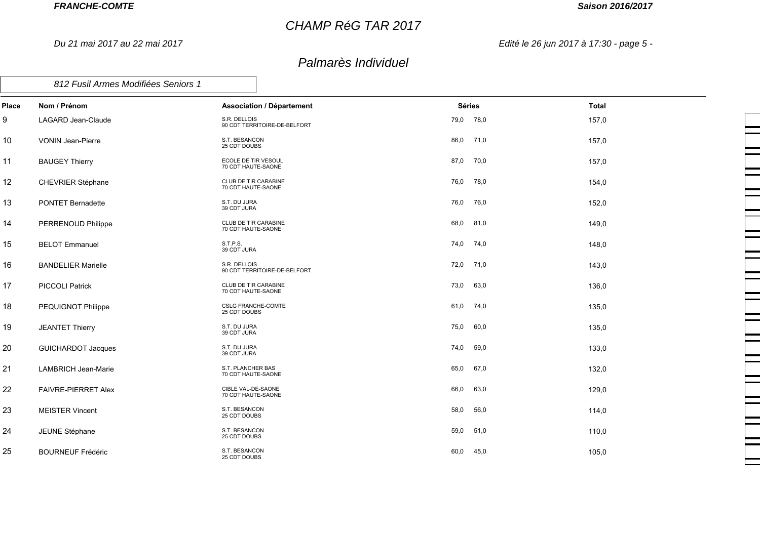# CHAMP RéG TAR 2017

*Du 21 mai 2017 au 22 mai 2017*

## Palmarès Individuel

### 812 Fusil Armes Modifiées Seniors 1

| Place | Nom / Prénom | Association / Département | Séries | | Total |
|---|---|---|---|---|---|
| 9 | LAGARD Jean-Claude | S.R. DELLOIS<br>90 CDT TERRITOIRE-DE-BELFORT | 79,0 | 78,0 | 157,0 |
| 10 | VONIN Jean-Pierre | S.T. BESANCON<br>25 CDT DOUBS | 86,0 | 71,0 | 157,0 |
| 11 | BAUGEY Thierry | ECOLE DE TIR VESOUL<br>70 CDT HAUTE-SAONE | 87,0 | 70,0 | 157,0 |
| 12 | CHEVRIER Stéphane | CLUB DE TIR CARABINE<br>70 CDT HAUTE-SAONE | 76,0 | 78,0 | 154,0 |
| 13 | PONTET Bernadette | S.T. DU JURA<br>39 CDT JURA | 76,0 | 76,0 | 152,0 |
| 14 | PERRENOUD Philippe | CLUB DE TIR CARABINE<br>70 CDT HAUTE-SAONE | 68,0 | 81,0 | 149,0 |
| 15 | BELOT Emmanuel | S.T.P.S.<br>39 CDT JURA | 74,0 | 74,0 | 148,0 |
| 16 | BANDELIER Marielle | S.R. DELLOIS<br>90 CDT TERRITOIRE-DE-BELFORT | 72,0 | 71,0 | 143,0 |
| 17 | PICCOLI Patrick | CLUB DE TIR CARABINE<br>70 CDT HAUTE-SAONE | 73,0 | 63,0 | 136,0 |
| 18 | PEQUIGNOT Philippe | CSLG FRANCHE-COMTE<br>25 CDT DOUBS | 61,0 | 74,0 | 135,0 |
| 19 | JEANTET Thierry | S.T. DU JURA<br>39 CDT JURA | 75,0 | 60,0 | 135,0 |
| 20 | GUICHARDOT Jacques | S.T. DU JURA<br>39 CDT JURA | 74,0 | 59,0 | 133,0 |
| 21 | LAMBRICH Jean-Marie | S.T. PLANCHER BAS<br>70 CDT HAUTE-SAONE | 65,0 | 67,0 | 132,0 |
| 22 | FAIVRE-PIERRET Alex | CIBLE VAL-DE-SAONE<br>70 CDT HAUTE-SAONE | 66,0 | 63,0 | 129,0 |
| 23 | MEISTER Vincent | S.T. BESANCON<br>25 CDT DOUBS | 58,0 | 56,0 | 114,0 |
| 24 | JEUNE Stéphane | S.T. BESANCON<br>25 CDT DOUBS | 59,0 | 51,0 | 110,0 |
| 25 | BOURNEUF Frédéric | S.T. BESANCON<br>25 CDT DOUBS | 60,0 | 45,0 | 105,0 |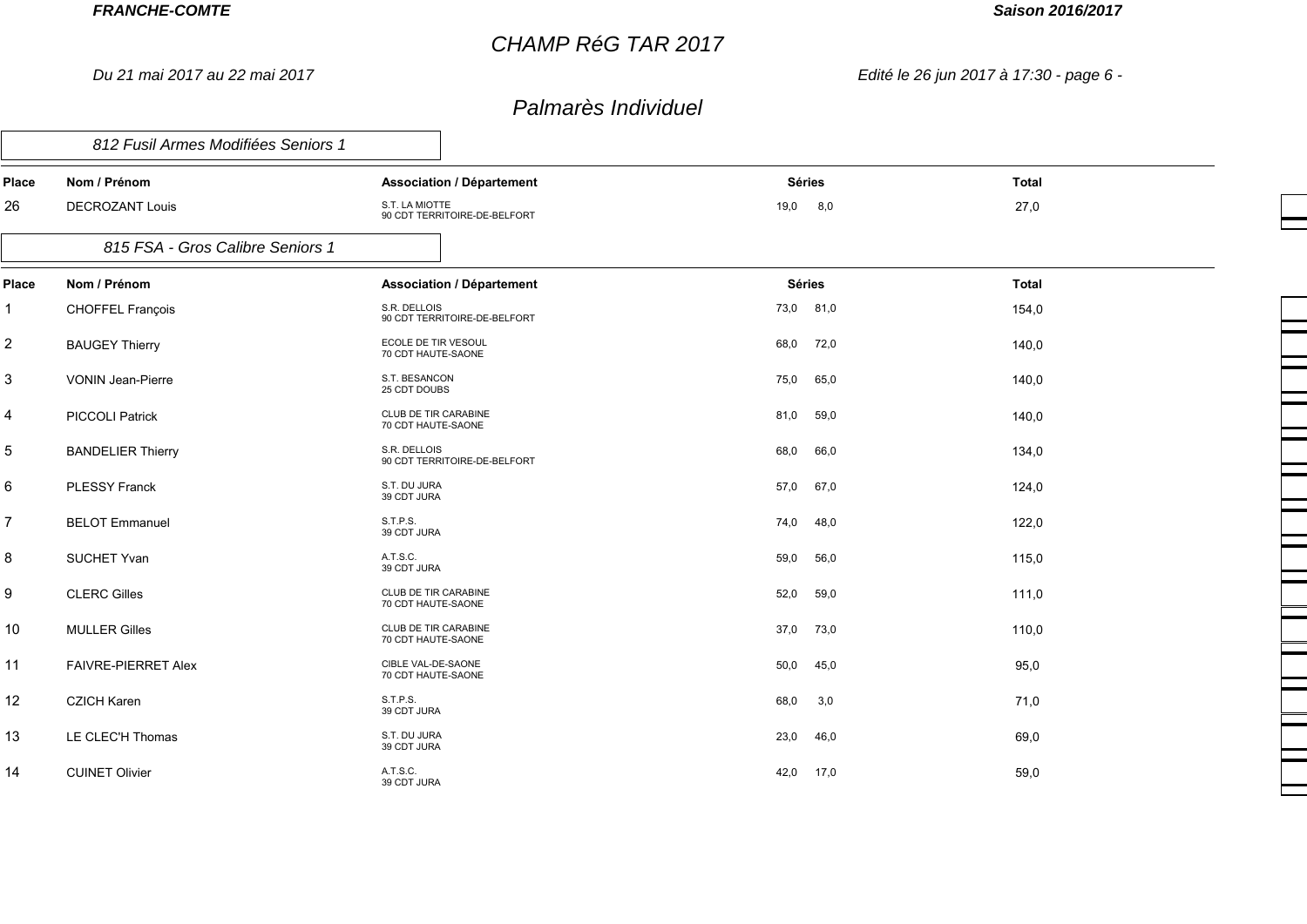## Palmarès Individuel

### 812 Fusil Armes Modifiées Seniors 1

| Place | Nom / Prénom | Association / Département | Séries | | Total |
|---|---|---|---|---|---|
| 26 | DECROZANT Louis | S.T. LA MIOTTE<br>90 CDT TERRITOIRE-DE-BELFORT | 19,0 | 8,0 | 27,0 |

### 815 FSA - Gros Calibre Seniors 1

| Place | Nom / Prénom | Association / Département | Séries | | Total |
|---|---|---|---|---|---|
| 1 | CHOFFEL François | S.R. DELLOIS<br>90 CDT TERRITOIRE-DE-BELFORT | 73,0 | 81,0 | 154,0 |
| 2 | BAUGEY Thierry | ECOLE DE TIR VESOUL<br>70 CDT HAUTE-SAONE | 68,0 | 72,0 | 140,0 |
| 3 | VONIN Jean-Pierre | S.T. BESANCON<br>25 CDT DOUBS | 75,0 | 65,0 | 140,0 |
| 4 | PICCOLI Patrick | CLUB DE TIR CARABINE<br>70 CDT HAUTE-SAONE | 81,0 | 59,0 | 140,0 |
| 5 | BANDELIER Thierry | S.R. DELLOIS<br>90 CDT TERRITOIRE-DE-BELFORT | 68,0 | 66,0 | 134,0 |
| 6 | PLESSY Franck | S.T. DU JURA<br>39 CDT JURA | 57,0 | 67,0 | 124,0 |
| 7 | BELOT Emmanuel | S.T.P.S.<br>39 CDT JURA | 74,0 | 48,0 | 122,0 |
| 8 | SUCHET Yvan | A.T.S.C.<br>39 CDT JURA | 59,0 | 56,0 | 115,0 |
| 9 | CLERC Gilles | CLUB DE TIR CARABINE<br>70 CDT HAUTE-SAONE | 52,0 | 59,0 | 111,0 |
| 10 | MULLER Gilles | CLUB DE TIR CARABINE<br>70 CDT HAUTE-SAONE | 37,0 | 73,0 | 110,0 |
| 11 | FAIVRE-PIERRET Alex | CIBLE VAL-DE-SAONE<br>70 CDT HAUTE-SAONE | 50,0 | 45,0 | 95,0 |
| 12 | CZICH Karen | S.T.P.S.<br>39 CDT JURA | 68,0 | 3,0 | 71,0 |
| 13 | LE CLEC'H Thomas | S.T. DU JURA<br>39 CDT JURA | 23,0 | 46,0 | 69,0 |
| 14 | CUINET Olivier | A.T.S.C.<br>39 CDT JURA | 42,0 | 17,0 | 59,0 |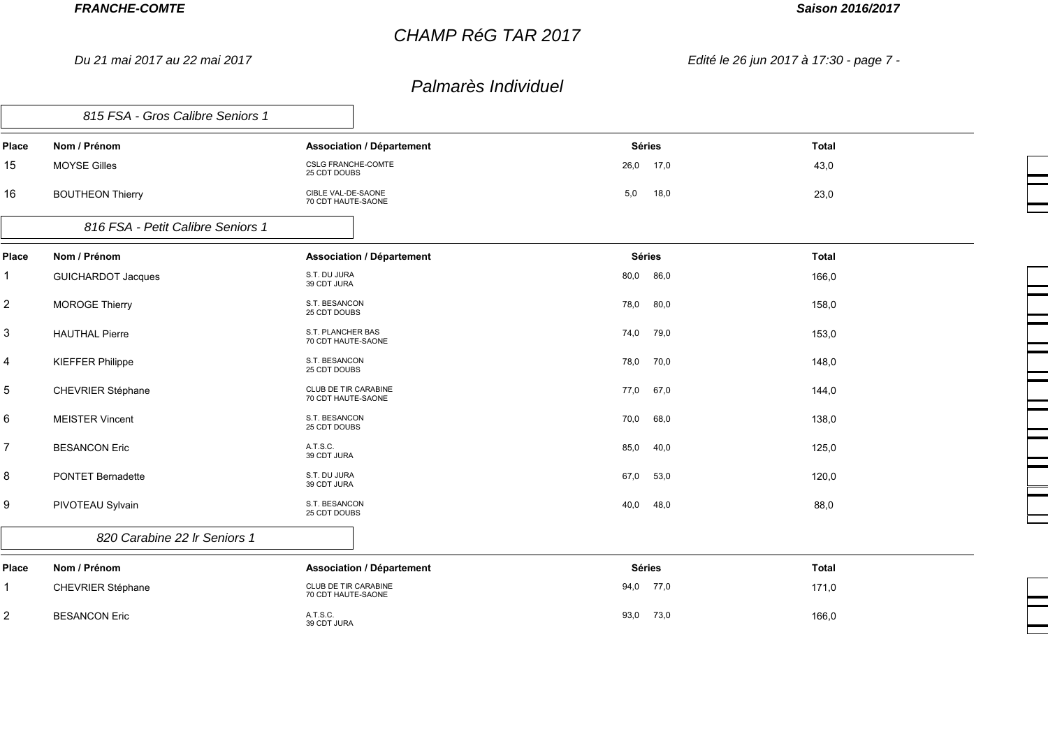## Palmarès Individuel

### 815 FSA - Gros Calibre Seniors 1

| Place | Nom / Prénom | Association / Département | Séries | | Total |
|---|---|---|---|---|---|
| 15 | MOYSE Gilles | CSLG FRANCHE-COMTE<br>25 CDT DOUBS | 26,0 | 17,0 | 43,0 |
| 16 | BOUTHEON Thierry | CIBLE VAL-DE-SAONE<br>70 CDT HAUTE-SAONE | 5,0 | 18,0 | 23,0 |

### 816 FSA - Petit Calibre Seniors 1

| Place | Nom / Prénom | Association / Département | Séries | | Total |
|---|---|---|---|---|---|
| 1 | GUICHARDOT Jacques | S.T. DU JURA<br>39 CDT JURA | 80,0 | 86,0 | 166,0 |
| 2 | MOROGE Thierry | S.T. BESANCON<br>25 CDT DOUBS | 78,0 | 80,0 | 158,0 |
| 3 | HAUTHAL Pierre | S.T. PLANCHER BAS<br>70 CDT HAUTE-SAONE | 74,0 | 79,0 | 153,0 |
| 4 | KIEFFER Philippe | S.T. BESANCON<br>25 CDT DOUBS | 78,0 | 70,0 | 148,0 |
| 5 | CHEVRIER Stéphane | CLUB DE TIR CARABINE<br>70 CDT HAUTE-SAONE | 77,0 | 67,0 | 144,0 |
| 6 | MEISTER Vincent | S.T. BESANCON<br>25 CDT DOUBS | 70,0 | 68,0 | 138,0 |
| 7 | BESANCON Eric | A.T.S.C.<br>39 CDT JURA | 85,0 | 40,0 | 125,0 |
| 8 | PONTET Bernadette | S.T. DU JURA<br>39 CDT JURA | 67,0 | 53,0 | 120,0 |
| 9 | PIVOTEAU Sylvain | S.T. BESANCON<br>25 CDT DOUBS | 40,0 | 48,0 | 88,0 |

### 820 Carabine 22 lr Seniors 1

| Place | Nom / Prénom | Association / Département | Séries | | Total |
|---|---|---|---|---|---|
| 1 | CHEVRIER Stéphane | CLUB DE TIR CARABINE<br>70 CDT HAUTE-SAONE | 94,0 | 77,0 | 171,0 |
| 2 | BESANCON Eric | A.T.S.C.<br>39 CDT JURA | 93,0 | 73,0 | 166,0 |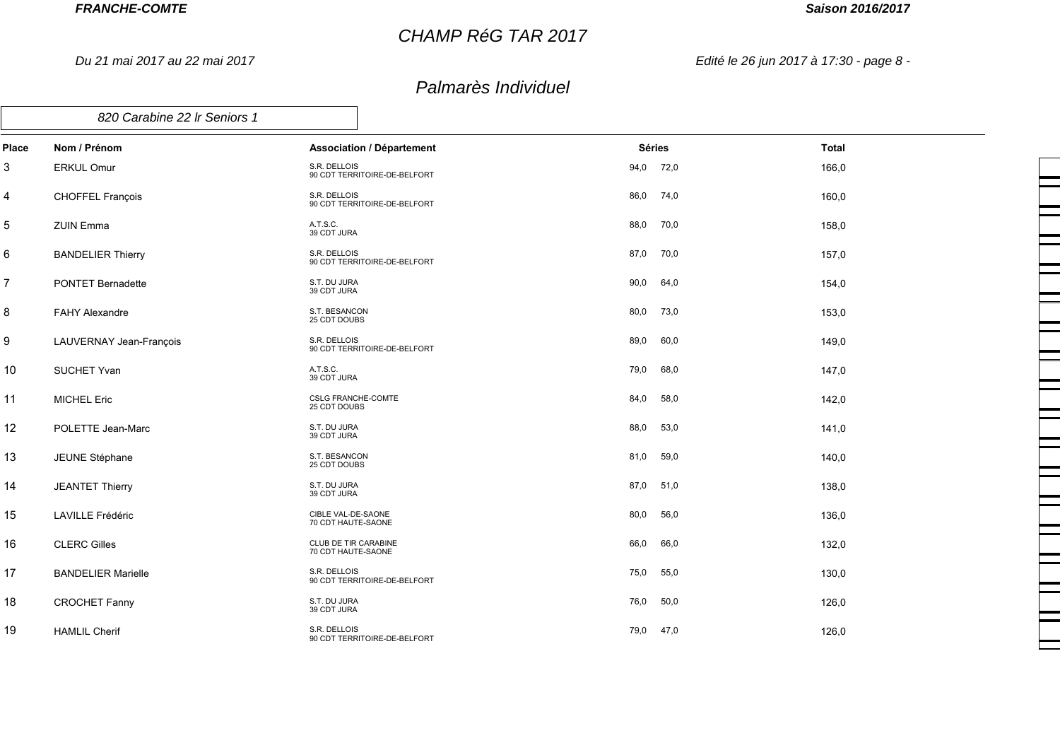# CHAMP RéG TAR 2017

*Du 21 mai 2017 au 22 mai 2017*

## Palmarès Individuel

### 820 Carabine 22 lr Seniors 1

| Place | Nom / Prénom | Association / Département | Séries | | Total |
|---|---|---|---|---|---|
| 3 | ERKUL Omur | S.R. DELLOIS<br>90 CDT TERRITOIRE-DE-BELFORT | 94,0 | 72,0 | 166,0 |
| 4 | CHOFFEL François | S.R. DELLOIS<br>90 CDT TERRITOIRE-DE-BELFORT | 86,0 | 74,0 | 160,0 |
| 5 | ZUIN Emma | A.T.S.C.<br>39 CDT JURA | 88,0 | 70,0 | 158,0 |
| 6 | BANDELIER Thierry | S.R. DELLOIS<br>90 CDT TERRITOIRE-DE-BELFORT | 87,0 | 70,0 | 157,0 |
| 7 | PONTET Bernadette | S.T. DU JURA<br>39 CDT JURA | 90,0 | 64,0 | 154,0 |
| 8 | FAHY Alexandre | S.T. BESANCON<br>25 CDT DOUBS | 80,0 | 73,0 | 153,0 |
| 9 | LAUVERNAY Jean-François | S.R. DELLOIS<br>90 CDT TERRITOIRE-DE-BELFORT | 89,0 | 60,0 | 149,0 |
| 10 | SUCHET Yvan | A.T.S.C.<br>39 CDT JURA | 79,0 | 68,0 | 147,0 |
| 11 | MICHEL Eric | CSLG FRANCHE-COMTE<br>25 CDT DOUBS | 84,0 | 58,0 | 142,0 |
| 12 | POLETTE Jean-Marc | S.T. DU JURA<br>39 CDT JURA | 88,0 | 53,0 | 141,0 |
| 13 | JEUNE Stéphane | S.T. BESANCON<br>25 CDT DOUBS | 81,0 | 59,0 | 140,0 |
| 14 | JEANTET Thierry | S.T. DU JURA<br>39 CDT JURA | 87,0 | 51,0 | 138,0 |
| 15 | LAVILLE Frédéric | CIBLE VAL-DE-SAONE<br>70 CDT HAUTE-SAONE | 80,0 | 56,0 | 136,0 |
| 16 | CLERC Gilles | CLUB DE TIR CARABINE<br>70 CDT HAUTE-SAONE | 66,0 | 66,0 | 132,0 |
| 17 | BANDELIER Marielle | S.R. DELLOIS<br>90 CDT TERRITOIRE-DE-BELFORT | 75,0 | 55,0 | 130,0 |
| 18 | CROCHET Fanny | S.T. DU JURA<br>39 CDT JURA | 76,0 | 50,0 | 126,0 |
| 19 | HAMLIL Cherif | S.R. DELLOIS<br>90 CDT TERRITOIRE-DE-BELFORT | 79,0 | 47,0 | 126,0 |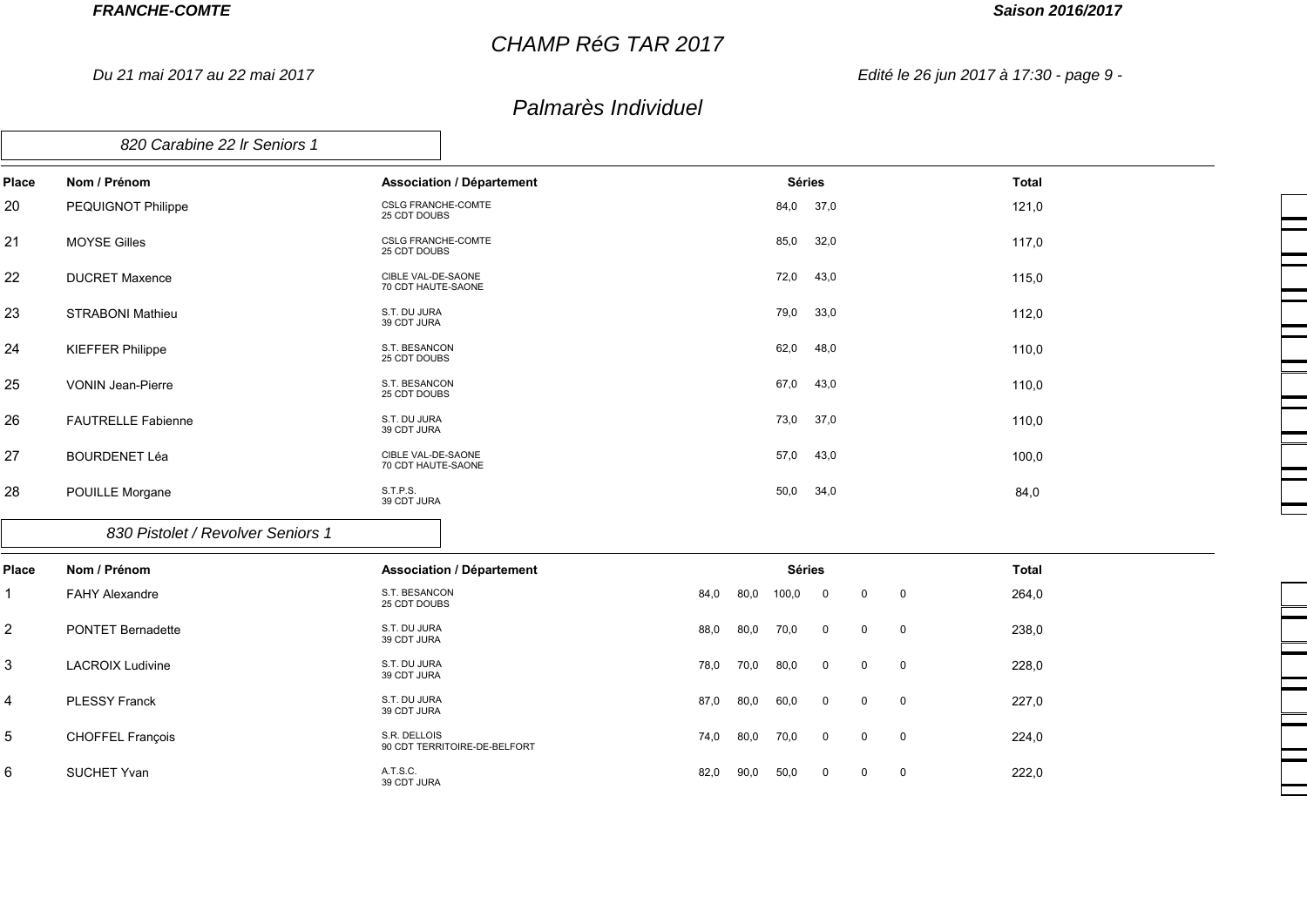## Palmarès Individuel

### 820 Carabine 22 lr Seniors 1

| Place | Nom / Prénom | Association / Département | Séries | | Total |
|---|---|---|---|---|---|
| 20 | PEQUIGNOT Philippe | CSLG FRANCHE-COMTE<br>25 CDT DOUBS | 84,0 | 37,0 | 121,0 |
| 21 | MOYSE Gilles | CSLG FRANCHE-COMTE<br>25 CDT DOUBS | 85,0 | 32,0 | 117,0 |
| 22 | DUCRET Maxence | CIBLE VAL-DE-SAONE<br>70 CDT HAUTE-SAONE | 72,0 | 43,0 | 115,0 |
| 23 | STRABONI Mathieu | S.T. DU JURA<br>39 CDT JURA | 79,0 | 33,0 | 112,0 |
| 24 | KIEFFER Philippe | S.T. BESANCON<br>25 CDT DOUBS | 62,0 | 48,0 | 110,0 |
| 25 | VONIN Jean-Pierre | S.T. BESANCON<br>25 CDT DOUBS | 67,0 | 43,0 | 110,0 |
| 26 | FAUTRELLE Fabienne | S.T. DU JURA<br>39 CDT JURA | 73,0 | 37,0 | 110,0 |
| 27 | BOURDENET Léa | CIBLE VAL-DE-SAONE<br>70 CDT HAUTE-SAONE | 57,0 | 43,0 | 100,0 |
| 28 | POUILLE Morgane | S.T.P.S.<br>39 CDT JURA | 50,0 | 34,0 | 84,0 |

### 830 Pistolet / Revolver Seniors 1

| Place | Nom / Prénom | Association / Département | Séries | | | | | | Total |
|---|---|---|---|---|---|---|---|---|---|
| 1 | FAHY Alexandre | S.T. BESANCON<br>25 CDT DOUBS | 84,0 | 80,0 | 100,0 | 0 | 0 | 0 | 264,0 |
| 2 | PONTET Bernadette | S.T. DU JURA<br>39 CDT JURA | 88,0 | 80,0 | 70,0 | 0 | 0 | 0 | 238,0 |
| 3 | LACROIX Ludivine | S.T. DU JURA<br>39 CDT JURA | 78,0 | 70,0 | 80,0 | 0 | 0 | 0 | 228,0 |
| 4 | PLESSY Franck | S.T. DU JURA<br>39 CDT JURA | 87,0 | 80,0 | 60,0 | 0 | 0 | 0 | 227,0 |
| 5 | CHOFFEL François | S.R. DELLOIS<br>90 CDT TERRITOIRE-DE-BELFORT | 74,0 | 80,0 | 70,0 | 0 | 0 | 0 | 224,0 |
| 6 | SUCHET Yvan | A.T.S.C.<br>39 CDT JURA | 82,0 | 90,0 | 50,0 | 0 | 0 | 0 | 222,0 |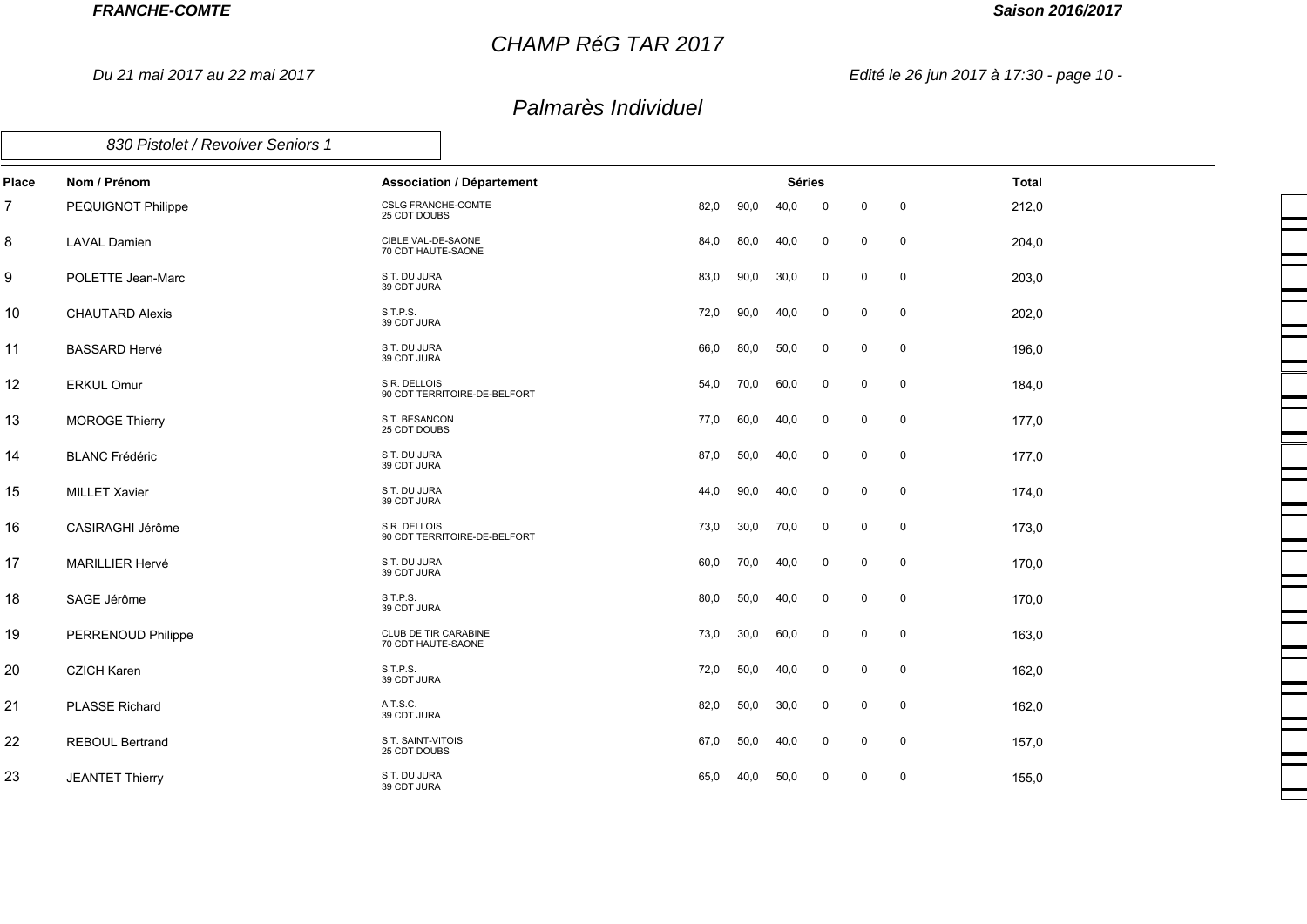# CHAMP RéG TAR 2017

*Du 21 mai 2017 au 22 mai 2017*

*Edité le 26 jun 2017 à 17:30*

## Palmarès Individuel

### 830 Pistolet / Revolver Seniors 1

| Place | Nom / Prénom | Association / Département | Séries | | | | | | Total |
|---|---|---|---|---|---|---|---|---|---|
| 7 | PEQUIGNOT Philippe | CSLG FRANCHE-COMTE<br>25 CDT DOUBS | 82,0 | 90,0 | 40,0 | 0 | 0 | 0 | 212,0 |
| 8 | LAVAL Damien | CIBLE VAL-DE-SAONE<br>70 CDT HAUTE-SAONE | 84,0 | 80,0 | 40,0 | 0 | 0 | 0 | 204,0 |
| 9 | POLETTE Jean-Marc | S.T. DU JURA<br>39 CDT JURA | 83,0 | 90,0 | 30,0 | 0 | 0 | 0 | 203,0 |
| 10 | CHAUTARD Alexis | S.T.P.S.<br>39 CDT JURA | 72,0 | 90,0 | 40,0 | 0 | 0 | 0 | 202,0 |
| 11 | BASSARD Hervé | S.T. DU JURA<br>39 CDT JURA | 66,0 | 80,0 | 50,0 | 0 | 0 | 0 | 196,0 |
| 12 | ERKUL Omur | S.R. DELLOIS<br>90 CDT TERRITOIRE-DE-BELFORT | 54,0 | 70,0 | 60,0 | 0 | 0 | 0 | 184,0 |
| 13 | MOROGE Thierry | S.T. BESANCON<br>25 CDT DOUBS | 77,0 | 60,0 | 40,0 | 0 | 0 | 0 | 177,0 |
| 14 | BLANC Frédéric | S.T. DU JURA<br>39 CDT JURA | 87,0 | 50,0 | 40,0 | 0 | 0 | 0 | 177,0 |
| 15 | MILLET Xavier | S.T. DU JURA<br>39 CDT JURA | 44,0 | 90,0 | 40,0 | 0 | 0 | 0 | 174,0 |
| 16 | CASIRAGHI Jérôme | S.R. DELLOIS<br>90 CDT TERRITOIRE-DE-BELFORT | 73,0 | 30,0 | 70,0 | 0 | 0 | 0 | 173,0 |
| 17 | MARILLIER Hervé | S.T. DU JURA<br>39 CDT JURA | 60,0 | 70,0 | 40,0 | 0 | 0 | 0 | 170,0 |
| 18 | SAGE Jérôme | S.T.P.S.<br>39 CDT JURA | 80,0 | 50,0 | 40,0 | 0 | 0 | 0 | 170,0 |
| 19 | PERRENOUD Philippe | CLUB DE TIR CARABINE<br>70 CDT HAUTE-SAONE | 73,0 | 30,0 | 60,0 | 0 | 0 | 0 | 163,0 |
| 20 | CZICH Karen | S.T.P.S.<br>39 CDT JURA | 72,0 | 50,0 | 40,0 | 0 | 0 | 0 | 162,0 |
| 21 | PLASSE Richard | A.T.S.C.<br>39 CDT JURA | 82,0 | 50,0 | 30,0 | 0 | 0 | 0 | 162,0 |
| 22 | REBOUL Bertrand | S.T. SAINT-VITOIS<br>25 CDT DOUBS | 67,0 | 50,0 | 40,0 | 0 | 0 | 0 | 157,0 |
| 23 | JEANTET Thierry | S.T. DU JURA<br>39 CDT JURA | 65,0 | 40,0 | 50,0 | 0 | 0 | 0 | 155,0 |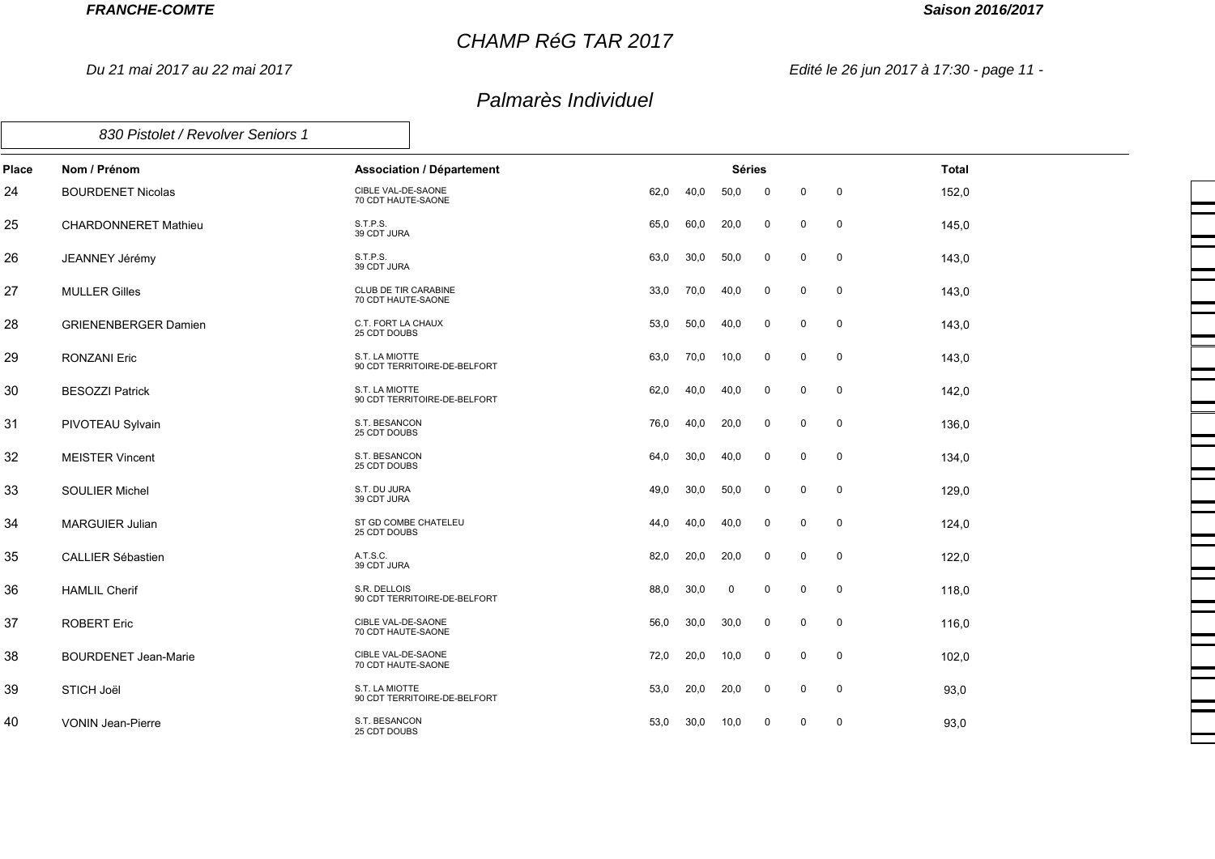# CHAMP RéG TAR 2017

*Du 21 mai 2017 au 22 mai 2017*

## Palmarès Individuel

### 830 Pistolet / Revolver Seniors 1

| Place | Nom / Prénom | Association / Département | Séries | | | | | | Total |
|---|---|---|---|---|---|---|---|---|---|
| 24 | BOURDENET Nicolas | CIBLE VAL-DE-SAONE 70 CDT HAUTE-SAONE | 62,0 | 40,0 | 50,0 | 0 | 0 | 0 | 152,0 |
| 25 | CHARDONNERET Mathieu | S.T.P.S. 39 CDT JURA | 65,0 | 60,0 | 20,0 | 0 | 0 | 0 | 145,0 |
| 26 | JEANNEY Jérémy | S.T.P.S. 39 CDT JURA | 63,0 | 30,0 | 50,0 | 0 | 0 | 0 | 143,0 |
| 27 | MULLER Gilles | CLUB DE TIR CARABINE 70 CDT HAUTE-SAONE | 33,0 | 70,0 | 40,0 | 0 | 0 | 0 | 143,0 |
| 28 | GRIENENBERGER Damien | C.T. FORT LA CHAUX 25 CDT DOUBS | 53,0 | 50,0 | 40,0 | 0 | 0 | 0 | 143,0 |
| 29 | RONZANI Eric | S.T. LA MIOTTE 90 CDT TERRITOIRE-DE-BELFORT | 63,0 | 70,0 | 10,0 | 0 | 0 | 0 | 143,0 |
| 30 | BESOZZI Patrick | S.T. LA MIOTTE 90 CDT TERRITOIRE-DE-BELFORT | 62,0 | 40,0 | 40,0 | 0 | 0 | 0 | 142,0 |
| 31 | PIVOTEAU Sylvain | S.T. BESANCON 25 CDT DOUBS | 76,0 | 40,0 | 20,0 | 0 | 0 | 0 | 136,0 |
| 32 | MEISTER Vincent | S.T. BESANCON 25 CDT DOUBS | 64,0 | 30,0 | 40,0 | 0 | 0 | 0 | 134,0 |
| 33 | SOULIER Michel | S.T. DU JURA 39 CDT JURA | 49,0 | 30,0 | 50,0 | 0 | 0 | 0 | 129,0 |
| 34 | MARGUIER Julian | ST GD COMBE CHATELEU 25 CDT DOUBS | 44,0 | 40,0 | 40,0 | 0 | 0 | 0 | 124,0 |
| 35 | CALLIER Sébastien | A.T.S.C. 39 CDT JURA | 82,0 | 20,0 | 20,0 | 0 | 0 | 0 | 122,0 |
| 36 | HAMLIL Cherif | S.R. DELLOIS 90 CDT TERRITOIRE-DE-BELFORT | 88,0 | 30,0 | 0 | 0 | 0 | 0 | 118,0 |
| 37 | ROBERT Eric | CIBLE VAL-DE-SAONE 70 CDT HAUTE-SAONE | 56,0 | 30,0 | 30,0 | 0 | 0 | 0 | 116,0 |
| 38 | BOURDENET Jean-Marie | CIBLE VAL-DE-SAONE 70 CDT HAUTE-SAONE | 72,0 | 20,0 | 10,0 | 0 | 0 | 0 | 102,0 |
| 39 | STICH Joël | S.T. LA MIOTTE 90 CDT TERRITOIRE-DE-BELFORT | 53,0 | 20,0 | 20,0 | 0 | 0 | 0 | 93,0 |
| 40 | VONIN Jean-Pierre | S.T. BESANCON 25 CDT DOUBS | 53,0 | 30,0 | 10,0 | 0 | 0 | 0 | 93,0 |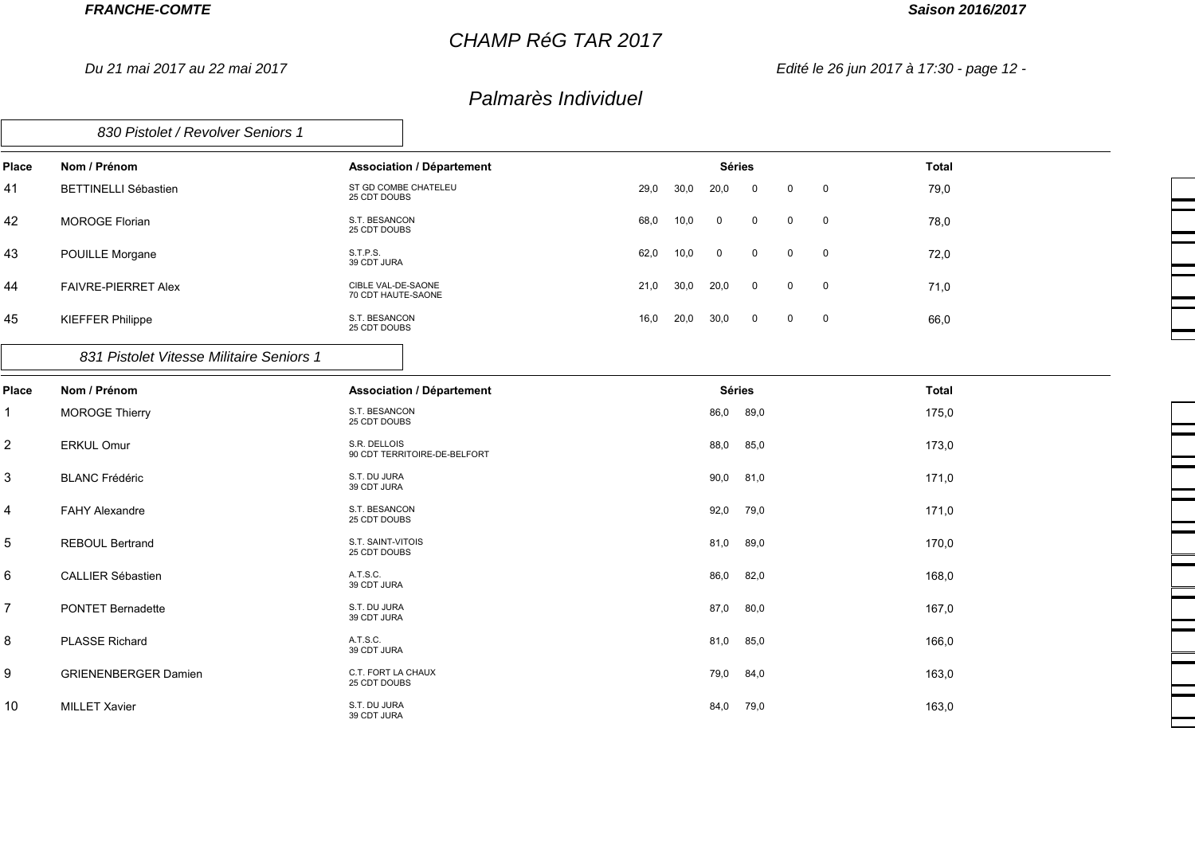## Palmarès Individuel

### 830 Pistolet / Revolver Seniors 1

| Place | Nom / Prénom | Association / Département | Séries | | | | | | Total |
|---|---|---|---|---|---|---|---|---|---|
| 41 | BETTINELLI Sébastien | ST GD COMBE CHATELEU<br>25 CDT DOUBS | 29,0 | 30,0 | 20,0 | 0 | 0 | 0 | 79,0 |
| 42 | MOROGE Florian | S.T. BESANCON<br>25 CDT DOUBS | 68,0 | 10,0 | 0 | 0 | 0 | 0 | 78,0 |
| 43 | POUILLE Morgane | S.T.P.S.<br>39 CDT JURA | 62,0 | 10,0 | 0 | 0 | 0 | 0 | 72,0 |
| 44 | FAIVRE-PIERRET Alex | CIBLE VAL-DE-SAONE<br>70 CDT HAUTE-SAONE | 21,0 | 30,0 | 20,0 | 0 | 0 | 0 | 71,0 |
| 45 | KIEFFER Philippe | S.T. BESANCON<br>25 CDT DOUBS | 16,0 | 20,0 | 30,0 | 0 | 0 | 0 | 66,0 |

### 831 Pistolet Vitesse Militaire Seniors 1

| Place | Nom / Prénom | Association / Département | Séries | | Total |
|---|---|---|---|---|---|
| 1 | MOROGE Thierry | S.T. BESANCON<br>25 CDT DOUBS | 86,0 | 89,0 | 175,0 |
| 2 | ERKUL Omur | S.R. DELLOIS<br>90 CDT TERRITOIRE-DE-BELFORT | 88,0 | 85,0 | 173,0 |
| 3 | BLANC Frédéric | S.T. DU JURA<br>39 CDT JURA | 90,0 | 81,0 | 171,0 |
| 4 | FAHY Alexandre | S.T. BESANCON<br>25 CDT DOUBS | 92,0 | 79,0 | 171,0 |
| 5 | REBOUL Bertrand | S.T. SAINT-VITOIS<br>25 CDT DOUBS | 81,0 | 89,0 | 170,0 |
| 6 | CALLIER Sébastien | A.T.S.C.<br>39 CDT JURA | 86,0 | 82,0 | 168,0 |
| 7 | PONTET Bernadette | S.T. DU JURA<br>39 CDT JURA | 87,0 | 80,0 | 167,0 |
| 8 | PLASSE Richard | A.T.S.C.<br>39 CDT JURA | 81,0 | 85,0 | 166,0 |
| 9 | GRIENENBERGER Damien | C.T. FORT LA CHAUX<br>25 CDT DOUBS | 79,0 | 84,0 | 163,0 |
| 10 | MILLET Xavier | S.T. DU JURA<br>39 CDT JURA | 84,0 | 79,0 | 163,0 |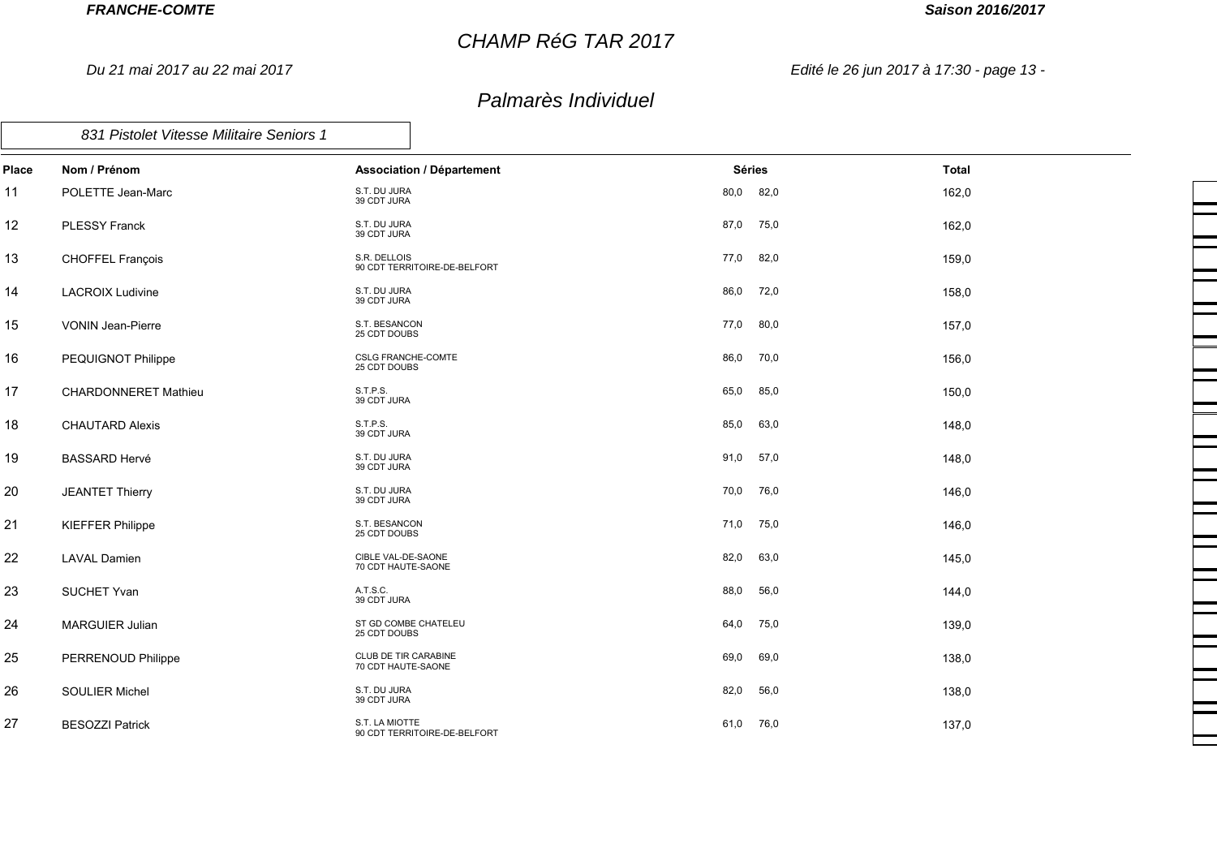## CHAMP RéG TAR 2017

*Du 21 mai 2017 au 22 mai 2017*

## Palmarès Individuel

*831 Pistolet Vitesse Militaire Seniors 1*

| Place | Nom / Prénom | Association / Département | Séries | | Total |
|---|---|---|---|---|---|
| 11 | POLETTE Jean-Marc | S.T. DU JURA<br>39 CDT JURA | 80,0 | 82,0 | 162,0 |
| 12 | PLESSY Franck | S.T. DU JURA<br>39 CDT JURA | 87,0 | 75,0 | 162,0 |
| 13 | CHOFFEL François | S.R. DELLOIS<br>90 CDT TERRITOIRE-DE-BELFORT | 77,0 | 82,0 | 159,0 |
| 14 | LACROIX Ludivine | S.T. DU JURA<br>39 CDT JURA | 86,0 | 72,0 | 158,0 |
| 15 | VONIN Jean-Pierre | S.T. BESANCON<br>25 CDT DOUBS | 77,0 | 80,0 | 157,0 |
| 16 | PEQUIGNOT Philippe | CSLG FRANCHE-COMTE<br>25 CDT DOUBS | 86,0 | 70,0 | 156,0 |
| 17 | CHARDONNERET Mathieu | S.T.P.S.<br>39 CDT JURA | 65,0 | 85,0 | 150,0 |
| 18 | CHAUTARD Alexis | S.T.P.S.<br>39 CDT JURA | 85,0 | 63,0 | 148,0 |
| 19 | BASSARD Hervé | S.T. DU JURA<br>39 CDT JURA | 91,0 | 57,0 | 148,0 |
| 20 | JEANTET Thierry | S.T. DU JURA<br>39 CDT JURA | 70,0 | 76,0 | 146,0 |
| 21 | KIEFFER Philippe | S.T. BESANCON<br>25 CDT DOUBS | 71,0 | 75,0 | 146,0 |
| 22 | LAVAL Damien | CIBLE VAL-DE-SAONE<br>70 CDT HAUTE-SAONE | 82,0 | 63,0 | 145,0 |
| 23 | SUCHET Yvan | A.T.S.C.<br>39 CDT JURA | 88,0 | 56,0 | 144,0 |
| 24 | MARGUIER Julian | ST GD COMBE CHATELEU<br>25 CDT DOUBS | 64,0 | 75,0 | 139,0 |
| 25 | PERRENOUD Philippe | CLUB DE TIR CARABINE<br>70 CDT HAUTE-SAONE | 69,0 | 69,0 | 138,0 |
| 26 | SOULIER Michel | S.T. DU JURA<br>39 CDT JURA | 82,0 | 56,0 | 138,0 |
| 27 | BESOZZI Patrick | S.T. LA MIOTTE<br>90 CDT TERRITOIRE-DE-BELFORT | 61,0 | 76,0 | 137,0 |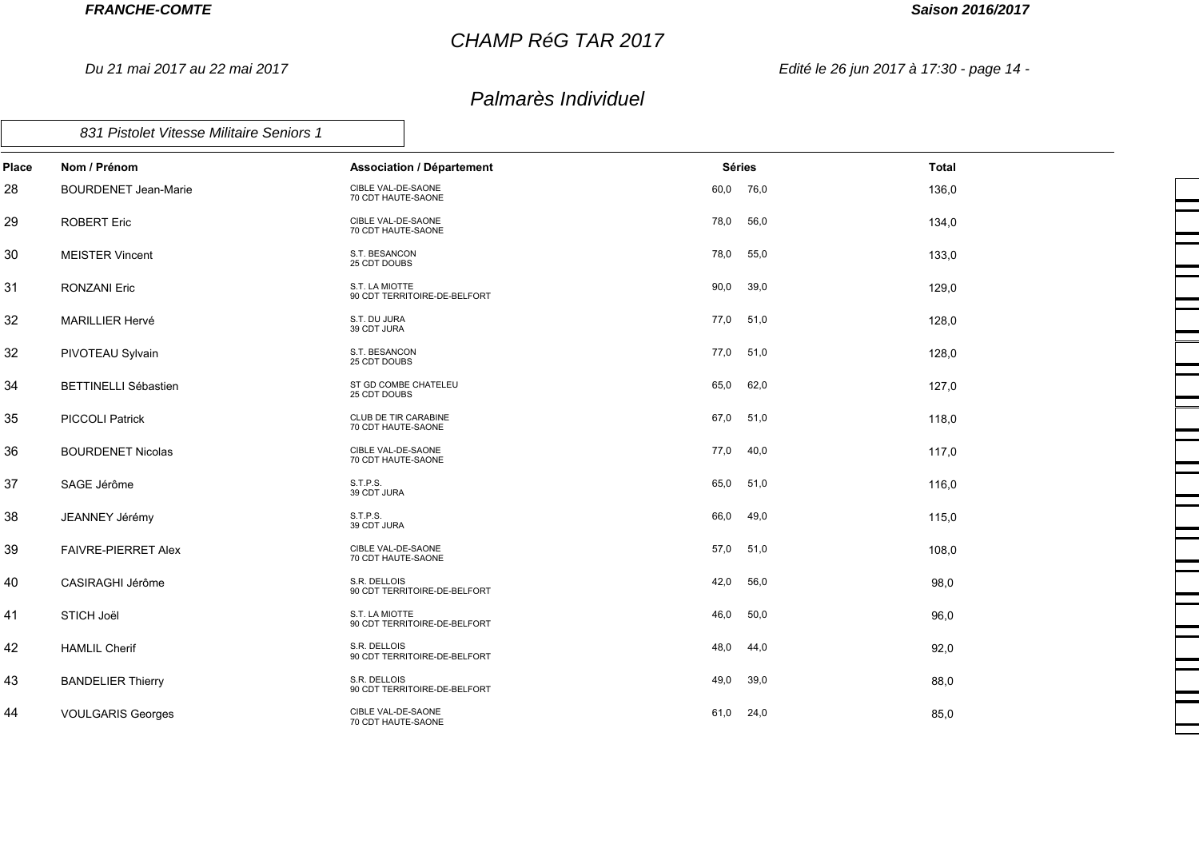# CHAMP RéG TAR 2017

*Du 21 mai 2017 au 22 mai 2017*

## Palmarès Individuel

### 831 Pistolet Vitesse Militaire Seniors 1

| Place | Nom / Prénom | Association / Département | Séries | | Total |
|---|---|---|---|---|---|
| 28 | BOURDENET Jean-Marie | CIBLE VAL-DE-SAONE<br>70 CDT HAUTE-SAONE | 60,0 | 76,0 | 136,0 |
| 29 | ROBERT Eric | CIBLE VAL-DE-SAONE<br>70 CDT HAUTE-SAONE | 78,0 | 56,0 | 134,0 |
| 30 | MEISTER Vincent | S.T. BESANCON<br>25 CDT DOUBS | 78,0 | 55,0 | 133,0 |
| 31 | RONZANI Eric | S.T. LA MIOTTE<br>90 CDT TERRITOIRE-DE-BELFORT | 90,0 | 39,0 | 129,0 |
| 32 | MARILLIER Hervé | S.T. DU JURA<br>39 CDT JURA | 77,0 | 51,0 | 128,0 |
| 32 | PIVOTEAU Sylvain | S.T. BESANCON<br>25 CDT DOUBS | 77,0 | 51,0 | 128,0 |
| 34 | BETTINELLI Sébastien | ST GD COMBE CHATELEU<br>25 CDT DOUBS | 65,0 | 62,0 | 127,0 |
| 35 | PICCOLI Patrick | CLUB DE TIR CARABINE<br>70 CDT HAUTE-SAONE | 67,0 | 51,0 | 118,0 |
| 36 | BOURDENET Nicolas | CIBLE VAL-DE-SAONE<br>70 CDT HAUTE-SAONE | 77,0 | 40,0 | 117,0 |
| 37 | SAGE Jérôme | S.T.P.S.<br>39 CDT JURA | 65,0 | 51,0 | 116,0 |
| 38 | JEANNEY Jérémy | S.T.P.S.<br>39 CDT JURA | 66,0 | 49,0 | 115,0 |
| 39 | FAIVRE-PIERRET Alex | CIBLE VAL-DE-SAONE<br>70 CDT HAUTE-SAONE | 57,0 | 51,0 | 108,0 |
| 40 | CASIRAGHI Jérôme | S.R. DELLOIS<br>90 CDT TERRITOIRE-DE-BELFORT | 42,0 | 56,0 | 98,0 |
| 41 | STICH Joël | S.T. LA MIOTTE<br>90 CDT TERRITOIRE-DE-BELFORT | 46,0 | 50,0 | 96,0 |
| 42 | HAMLIL Cherif | S.R. DELLOIS<br>90 CDT TERRITOIRE-DE-BELFORT | 48,0 | 44,0 | 92,0 |
| 43 | BANDELIER Thierry | S.R. DELLOIS<br>90 CDT TERRITOIRE-DE-BELFORT | 49,0 | 39,0 | 88,0 |
| 44 | VOULGARIS Georges | CIBLE VAL-DE-SAONE<br>70 CDT HAUTE-SAONE | 61,0 | 24,0 | 85,0 |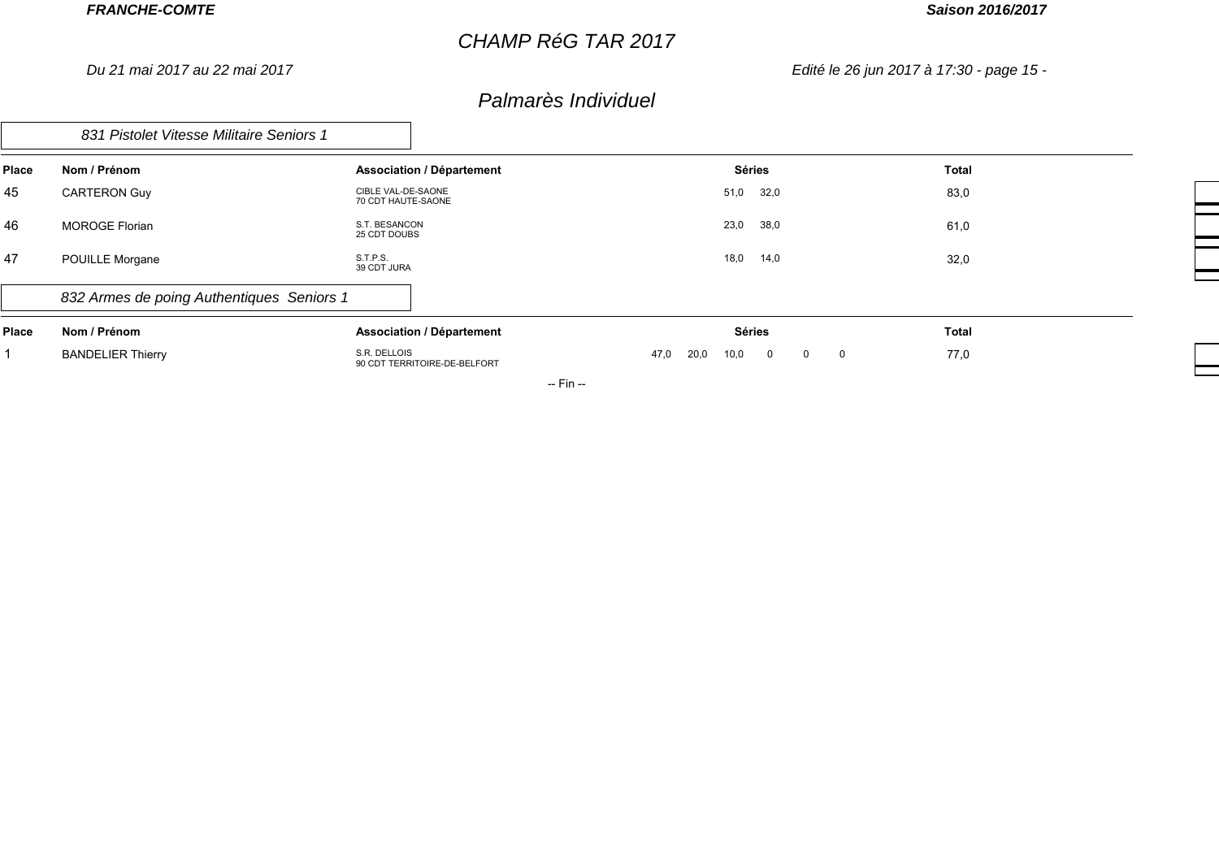## Palmarès Individuel

### 831 Pistolet Vitesse Militaire Seniors 1

| Place | Nom / Prénom | Association / Département | Séries | | Total |
|---|---|---|---|---|---|
| 45 | CARTERON Guy | CIBLE VAL-DE-SAONE<br>70 CDT HAUTE-SAONE | 51,0 | 32,0 | 83,0 |
| 46 | MOROGE Florian | S.T. BESANCON<br>25 CDT DOUBS | 23,0 | 38,0 | 61,0 |
| 47 | POUILLE Morgane | S.T.P.S.<br>39 CDT JURA | 18,0 | 14,0 | 32,0 |

### 832 Armes de poing Authentiques Seniors 1

| Place | Nom / Prénom | Association / Département | Séries | | | | | | Total |
|---|---|---|---|---|---|---|---|---|---|
| 1 | BANDELIER Thierry | S.R. DELLOIS<br>90 CDT TERRITOIRE-DE-BELFORT | 47,0 | 20,0 | 10,0 | 0 | 0 | 0 | 77,0 |

-- Fin --